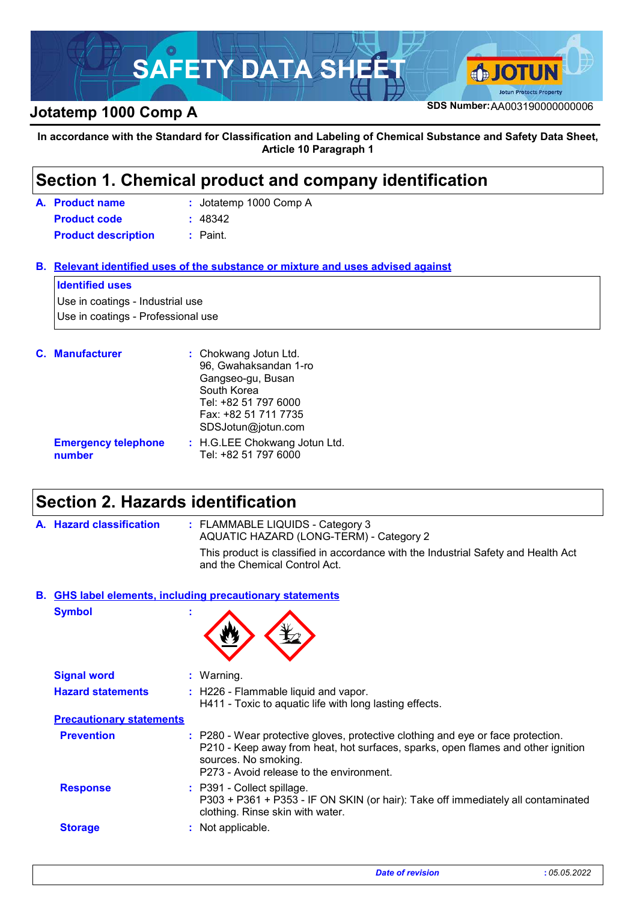# SAFETY DATA SHEET

## Jotatemp 1000 Comp A

**SDS Number:** AA003190000000006

**In accordance with the Standard for Classification and Labeling of Chemical Substance and Safety Data Sheet, Article 10 Paragraph 1**

## Section 1. Chemical product and company identification

**A. Product name** : Jotatemp 1000 Comp A

**Product code** : 48342

**Product description** : Paint.

**B. Relevant identified uses of the substance or mixture and uses advised against**

**Identified uses**

Use in coatings - Industrial use
Use in coatings - Professional use

**C. Manufacturer** : Chokwang Jotun Ltd.
96, Gwahaksandan 1-ro
Gangseo-gu, Busan
South Korea
Tel: +82 51 797 6000
Fax: +82 51 711 7735
SDSJotun@jotun.com

**Emergency telephone number** : H.G.LEE Chokwang Jotun Ltd.
Tel: +82 51 797 6000

## Section 2. Hazards identification

**A. Hazard classification** : FLAMMABLE LIQUIDS - Category 3
AQUATIC HAZARD (LONG-TERM) - Category 2

This product is classified in accordance with the Industrial Safety and Health Act and the Chemical Control Act.

**B. GHS label elements, including precautionary statements**

**Symbol** :

**Signal word** : Warning.

**Hazard statements** : H226 - Flammable liquid and vapor.
H411 - Toxic to aquatic life with long lasting effects.

**Precautionary statements**

**Prevention** : P280 - Wear protective gloves, protective clothing and eye or face protection.
P210 - Keep away from heat, hot surfaces, sparks, open flames and other ignition sources. No smoking.
P273 - Avoid release to the environment.

**Response** : P391 - Collect spillage.
P303 + P361 + P353 - IF ON SKIN (or hair): Take off immediately all contaminated clothing. Rinse skin with water.

**Storage** : Not applicable.

*Date of revision* : *05.05.2022*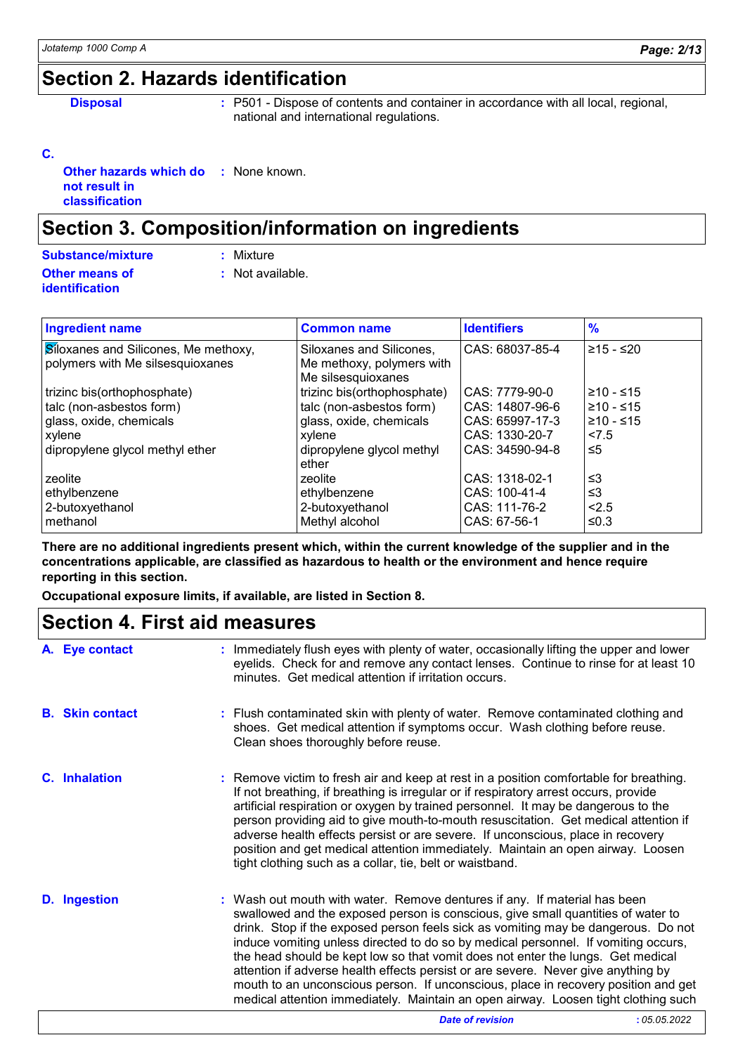## Section 2. Hazards identification

**Disposal** : P501 - Dispose of contents and container in accordance with all local, regional, national and international regulations.

**C.**

**Other hazards which do not result in classification** : None known.

## Section 3. Composition/information on ingredients

**Substance/mixture** : Mixture

**Other means of identification** : Not available.

| Ingredient name | Common name | Identifiers | % |
|---|---|---|---|
| Siloxanes and Silicones, Me methoxy, polymers with Me silsesquioxanes | Siloxanes and Silicones, Me methoxy, polymers with Me silsesquioxanes | CAS: 68037-85-4 | ≥15 - ≤20 |
| trizinc bis(orthophosphate) | trizinc bis(orthophosphate) | CAS: 7779-90-0 | ≥10 - ≤15 |
| talc (non-asbestos form) | talc (non-asbestos form) | CAS: 14807-96-6 | ≥10 - ≤15 |
| glass, oxide, chemicals | glass, oxide, chemicals | CAS: 65997-17-3 | ≥10 - ≤15 |
| xylene | xylene | CAS: 1330-20-7 | <7.5 |
| dipropylene glycol methyl ether | dipropylene glycol methyl ether | CAS: 34590-94-8 | ≤5 |
| zeolite | zeolite | CAS: 1318-02-1 | ≤3 |
| ethylbenzene | ethylbenzene | CAS: 100-41-4 | ≤3 |
| 2-butoxyethanol | 2-butoxyethanol | CAS: 111-76-2 | <2.5 |
| methanol | Methyl alcohol | CAS: 67-56-1 | ≤0.3 |

**There are no additional ingredients present which, within the current knowledge of the supplier and in the concentrations applicable, are classified as hazardous to health or the environment and hence require reporting in this section.**

**Occupational exposure limits, if available, are listed in Section 8.**

## Section 4. First aid measures

**A. Eye contact** : Immediately flush eyes with plenty of water, occasionally lifting the upper and lower eyelids. Check for and remove any contact lenses. Continue to rinse for at least 10 minutes. Get medical attention if irritation occurs.

**B. Skin contact** : Flush contaminated skin with plenty of water. Remove contaminated clothing and shoes. Get medical attention if symptoms occur. Wash clothing before reuse. Clean shoes thoroughly before reuse.

**C. Inhalation** : Remove victim to fresh air and keep at rest in a position comfortable for breathing. If not breathing, if breathing is irregular or if respiratory arrest occurs, provide artificial respiration or oxygen by trained personnel. It may be dangerous to the person providing aid to give mouth-to-mouth resuscitation. Get medical attention if adverse health effects persist or are severe. If unconscious, place in recovery position and get medical attention immediately. Maintain an open airway. Loosen tight clothing such as a collar, tie, belt or waistband.

**D. Ingestion** : Wash out mouth with water. Remove dentures if any. If material has been swallowed and the exposed person is conscious, give small quantities of water to drink. Stop if the exposed person feels sick as vomiting may be dangerous. Do not induce vomiting unless directed to do so by medical personnel. If vomiting occurs, the head should be kept low so that vomit does not enter the lungs. Get medical attention if adverse health effects persist or are severe. Never give anything by mouth to an unconscious person. If unconscious, place in recovery position and get medical attention immediately. Maintain an open airway. Loosen tight clothing such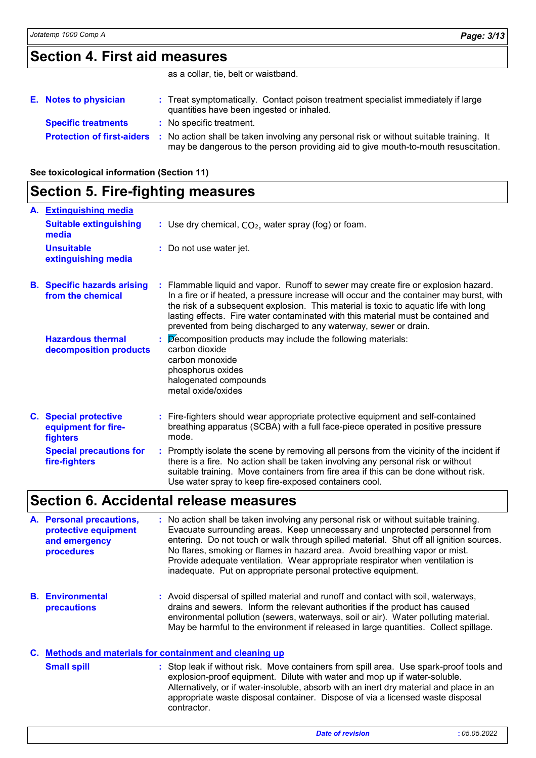## Section 4. First aid measures

as a collar, tie, belt or waistband.

**E. Notes to physician** : Treat symptomatically. Contact poison treatment specialist immediately if large quantities have been ingested or inhaled.

**Specific treatments** : No specific treatment.

**Protection of first-aiders** : No action shall be taken involving any personal risk or without suitable training. It may be dangerous to the person providing aid to give mouth-to-mouth resuscitation.

**See toxicological information (Section 11)**

## Section 5. Fire-fighting measures

**A. Extinguishing media**

**Suitable extinguishing media** : Use dry chemical, $CO_2$, water spray (fog) or foam.

**Unsuitable extinguishing media** : Do not use water jet.

**B. Specific hazards arising from the chemical** : Flammable liquid and vapor. Runoff to sewer may create fire or explosion hazard. In a fire or if heated, a pressure increase will occur and the container may burst, with the risk of a subsequent explosion. This material is toxic to aquatic life with long lasting effects. Fire water contaminated with this material must be contained and prevented from being discharged to any waterway, sewer or drain.

**Hazardous thermal decomposition products** : Decomposition products may include the following materials:
carbon dioxide
carbon monoxide
phosphorus oxides
halogenated compounds
metal oxide/oxides

**C. Special protective equipment for fire-fighters** : Fire-fighters should wear appropriate protective equipment and self-contained breathing apparatus (SCBA) with a full face-piece operated in positive pressure mode.

**Special precautions for fire-fighters** : Promptly isolate the scene by removing all persons from the vicinity of the incident if there is a fire. No action shall be taken involving any personal risk or without suitable training. Move containers from fire area if this can be done without risk. Use water spray to keep fire-exposed containers cool.

## Section 6. Accidental release measures

**A. Personal precautions, protective equipment and emergency procedures** : No action shall be taken involving any personal risk or without suitable training. Evacuate surrounding areas. Keep unnecessary and unprotected personnel from entering. Do not touch or walk through spilled material. Shut off all ignition sources. No flares, smoking or flames in hazard area. Avoid breathing vapor or mist. Provide adequate ventilation. Wear appropriate respirator when ventilation is inadequate. Put on appropriate personal protective equipment.

**B. Environmental precautions** : Avoid dispersal of spilled material and runoff and contact with soil, waterways, drains and sewers. Inform the relevant authorities if the product has caused environmental pollution (sewers, waterways, soil or air). Water polluting material. May be harmful to the environment if released in large quantities. Collect spillage.

**C. Methods and materials for containment and cleaning up**

**Small spill** : Stop leak if without risk. Move containers from spill area. Use spark-proof tools and explosion-proof equipment. Dilute with water and mop up if water-soluble. Alternatively, or if water-insoluble, absorb with an inert dry material and place in an appropriate waste disposal container. Dispose of via a licensed waste disposal contractor.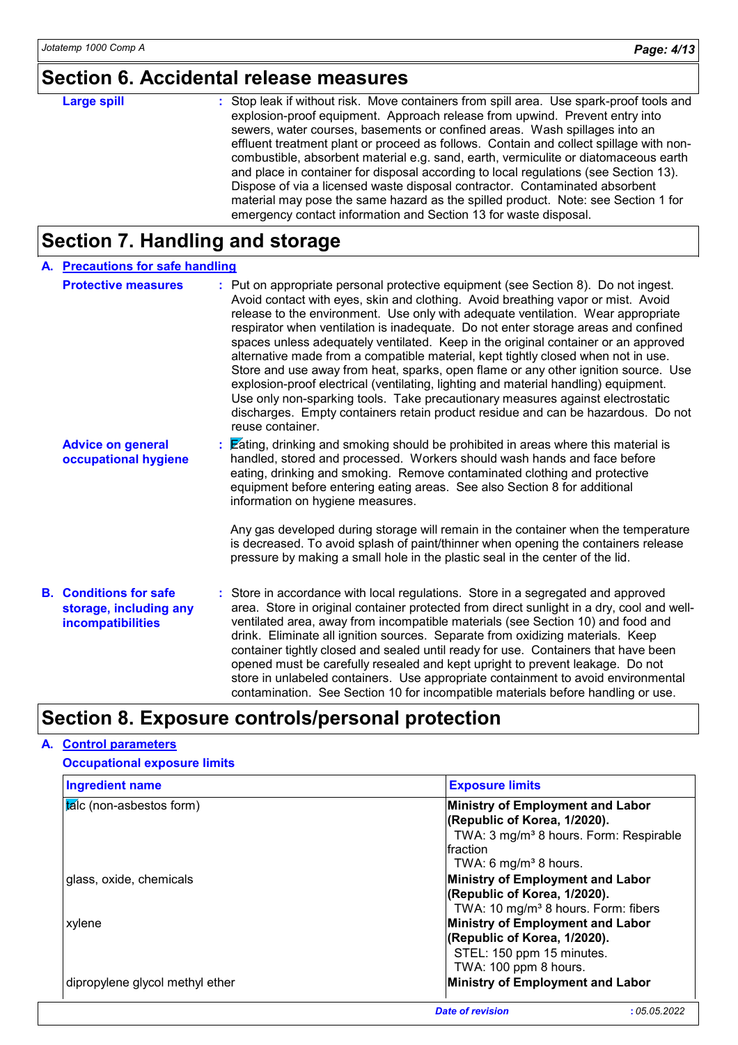## Section 6. Accidental release measures

**Large spill** : Stop leak if without risk. Move containers from spill area. Use spark-proof tools and explosion-proof equipment. Approach release from upwind. Prevent entry into sewers, water courses, basements or confined areas. Wash spillages into an effluent treatment plant or proceed as follows. Contain and collect spillage with non-combustible, absorbent material e.g. sand, earth, vermiculite or diatomaceous earth and place in container for disposal according to local regulations (see Section 13). Dispose of via a licensed waste disposal contractor. Contaminated absorbent material may pose the same hazard as the spilled product. Note: see Section 1 for emergency contact information and Section 13 for waste disposal.

## Section 7. Handling and storage

### A. Precautions for safe handling

**Protective measures** : Put on appropriate personal protective equipment (see Section 8). Do not ingest. Avoid contact with eyes, skin and clothing. Avoid breathing vapor or mist. Avoid release to the environment. Use only with adequate ventilation. Wear appropriate respirator when ventilation is inadequate. Do not enter storage areas and confined spaces unless adequately ventilated. Keep in the original container or an approved alternative made from a compatible material, kept tightly closed when not in use. Store and use away from heat, sparks, open flame or any other ignition source. Use explosion-proof electrical (ventilating, lighting and material handling) equipment. Use only non-sparking tools. Take precautionary measures against electrostatic discharges. Empty containers retain product residue and can be hazardous. Do not reuse container.

**Advice on general occupational hygiene** : Eating, drinking and smoking should be prohibited in areas where this material is handled, stored and processed. Workers should wash hands and face before eating, drinking and smoking. Remove contaminated clothing and protective equipment before entering eating areas. See also Section 8 for additional information on hygiene measures.

Any gas developed during storage will remain in the container when the temperature is decreased. To avoid splash of paint/thinner when opening the containers release pressure by making a small hole in the plastic seal in the center of the lid.

### B. Conditions for safe storage, including any incompatibilities

: Store in accordance with local regulations. Store in a segregated and approved area. Store in original container protected from direct sunlight in a dry, cool and well-ventilated area, away from incompatible materials (see Section 10) and food and drink. Eliminate all ignition sources. Separate from oxidizing materials. Keep container tightly closed and sealed until ready for use. Containers that have been opened must be carefully resealed and kept upright to prevent leakage. Do not store in unlabeled containers. Use appropriate containment to avoid environmental contamination. See Section 10 for incompatible materials before handling or use.

## Section 8. Exposure controls/personal protection

### A. Control parameters

**Occupational exposure limits**

| Ingredient name | Exposure limits |
|---|---|
| talc (non-asbestos form) | **Ministry of Employment and Labor (Republic of Korea, 1/2020).**<br>TWA: 3 mg/m³ 8 hours. Form: Respirable fraction<br>TWA: 6 mg/m³ 8 hours. |
| glass, oxide, chemicals | **Ministry of Employment and Labor (Republic of Korea, 1/2020).**<br>TWA: 10 mg/m³ 8 hours. Form: fibers |
| xylene | **Ministry of Employment and Labor (Republic of Korea, 1/2020).**<br>STEL: 150 ppm 15 minutes.<br>TWA: 100 ppm 8 hours. |
| dipropylene glycol methyl ether | **Ministry of Employment and Labor** |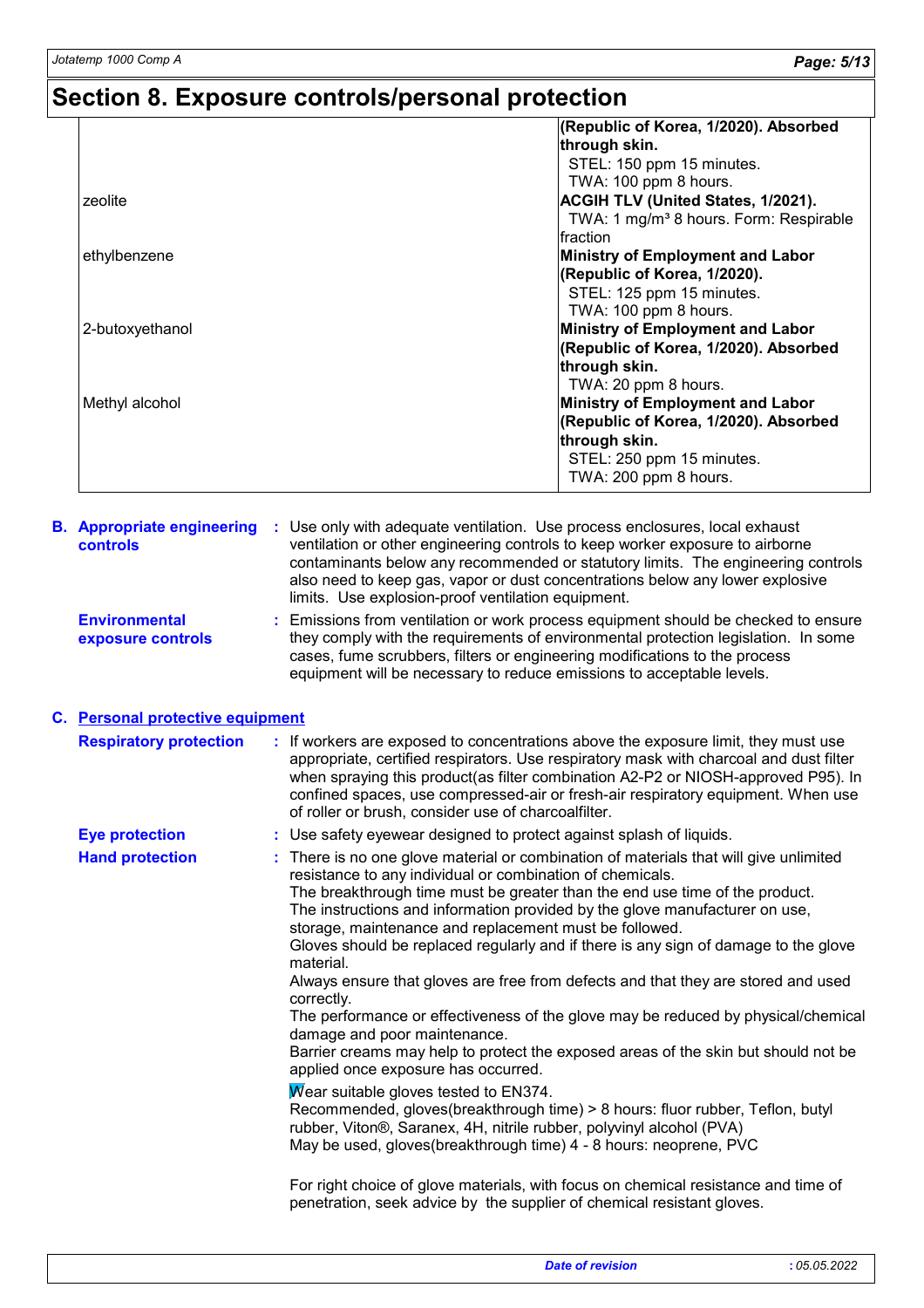# Section 8. Exposure controls/personal protection

| | |
|---|---|
| | **(Republic of Korea, 1/2020). Absorbed through skin.**<br>STEL: 150 ppm 15 minutes.<br>TWA: 100 ppm 8 hours. |
| zeolite | **ACGIH TLV (United States, 1/2021).**<br>TWA: 1 mg/m³ 8 hours. Form: Respirable fraction |
| ethylbenzene | **Ministry of Employment and Labor (Republic of Korea, 1/2020).**<br>STEL: 125 ppm 15 minutes.<br>TWA: 100 ppm 8 hours. |
| 2-butoxyethanol | **Ministry of Employment and Labor (Republic of Korea, 1/2020). Absorbed through skin.**<br>TWA: 20 ppm 8 hours. |
| Methyl alcohol | **Ministry of Employment and Labor (Republic of Korea, 1/2020). Absorbed through skin.**<br>STEL: 250 ppm 15 minutes.<br>TWA: 200 ppm 8 hours. |

**B. Appropriate engineering controls** : Use only with adequate ventilation. Use process enclosures, local exhaust ventilation or other engineering controls to keep worker exposure to airborne contaminants below any recommended or statutory limits. The engineering controls also need to keep gas, vapor or dust concentrations below any lower explosive limits. Use explosion-proof ventilation equipment.

**Environmental exposure controls** : Emissions from ventilation or work process equipment should be checked to ensure they comply with the requirements of environmental protection legislation. In some cases, fume scrubbers, filters or engineering modifications to the process equipment will be necessary to reduce emissions to acceptable levels.

## C. Personal protective equipment

**Respiratory protection** : If workers are exposed to concentrations above the exposure limit, they must use appropriate, certified respirators. Use respiratory mask with charcoal and dust filter when spraying this product(as filter combination A2-P2 or NIOSH-approved P95). In confined spaces, use compressed-air or fresh-air respiratory equipment. When use of roller or brush, consider use of charcoalfilter.

**Eye protection** : Use safety eyewear designed to protect against splash of liquids.

**Hand protection** : There is no one glove material or combination of materials that will give unlimited resistance to any individual or combination of chemicals.
The breakthrough time must be greater than the end use time of the product.
The instructions and information provided by the glove manufacturer on use, storage, maintenance and replacement must be followed.
Gloves should be replaced regularly and if there is any sign of damage to the glove material.
Always ensure that gloves are free from defects and that they are stored and used correctly.
The performance or effectiveness of the glove may be reduced by physical/chemical damage and poor maintenance.
Barrier creams may help to protect the exposed areas of the skin but should not be applied once exposure has occurred.

Wear suitable gloves tested to EN374.
Recommended, gloves(breakthrough time) > 8 hours: fluor rubber, Teflon, butyl rubber, Viton®, Saranex, 4H, nitrile rubber, polyvinyl alcohol (PVA)
May be used, gloves(breakthrough time) 4 - 8 hours: neoprene, PVC

For right choice of glove materials, with focus on chemical resistance and time of penetration, seek advice by the supplier of chemical resistant gloves.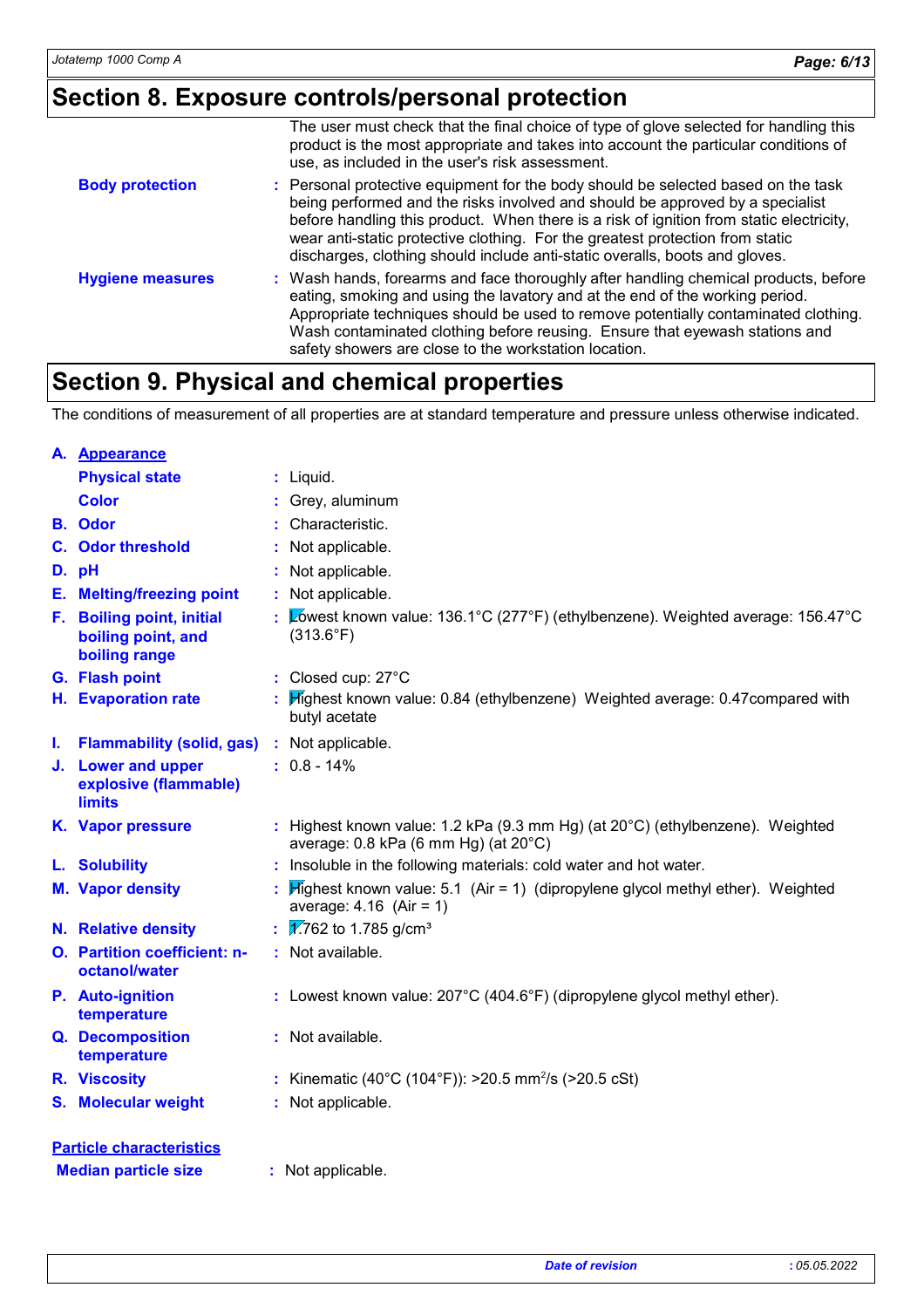## Section 8. Exposure controls/personal protection

The user must check that the final choice of type of glove selected for handling this product is the most appropriate and takes into account the particular conditions of use, as included in the user's risk assessment.

**Body protection** : Personal protective equipment for the body should be selected based on the task being performed and the risks involved and should be approved by a specialist before handling this product. When there is a risk of ignition from static electricity, wear anti-static protective clothing. For the greatest protection from static discharges, clothing should include anti-static overalls, boots and gloves.

**Hygiene measures** : Wash hands, forearms and face thoroughly after handling chemical products, before eating, smoking and using the lavatory and at the end of the working period. Appropriate techniques should be used to remove potentially contaminated clothing. Wash contaminated clothing before reusing. Ensure that eyewash stations and safety showers are close to the workstation location.

## Section 9. Physical and chemical properties

The conditions of measurement of all properties are at standard temperature and pressure unless otherwise indicated.

**A. Appearance**

**Physical state** : Liquid.

**Color** : Grey, aluminum

**B. Odor** : Characteristic.

**C. Odor threshold** : Not applicable.

**D. pH** : Not applicable.

**E. Melting/freezing point** : Not applicable.

**F. Boiling point, initial boiling point, and boiling range** : Lowest known value: 136.1°C (277°F) (ethylbenzene). Weighted average: 156.47°C (313.6°F)

**G. Flash point** : Closed cup: 27°C

**H. Evaporation rate** : Highest known value: 0.84 (ethylbenzene) Weighted average: 0.47compared with butyl acetate

**I. Flammability (solid, gas)** : Not applicable.

**J. Lower and upper explosive (flammable) limits** : 0.8 - 14%

**K. Vapor pressure** : Highest known value: 1.2 kPa (9.3 mm Hg) (at 20°C) (ethylbenzene). Weighted average: 0.8 kPa (6 mm Hg) (at 20°C)

**L. Solubility** : Insoluble in the following materials: cold water and hot water.

**M. Vapor density** : Highest known value: 5.1 (Air = 1) (dipropylene glycol methyl ether). Weighted average: 4.16 (Air = 1)

**N. Relative density** : 1.762 to 1.785 g/cm³

**O. Partition coefficient: n-octanol/water** : Not available.

**P. Auto-ignition temperature** : Lowest known value: 207°C (404.6°F) (dipropylene glycol methyl ether).

**Q. Decomposition temperature** : Not available.

**R. Viscosity** : Kinematic (40°C (104°F)): >20.5 mm$^2$/s (>20.5 cSt)

**S. Molecular weight** : Not applicable.

**Particle characteristics**

**Median particle size** : Not applicable.

Date of revision : 05.05.2022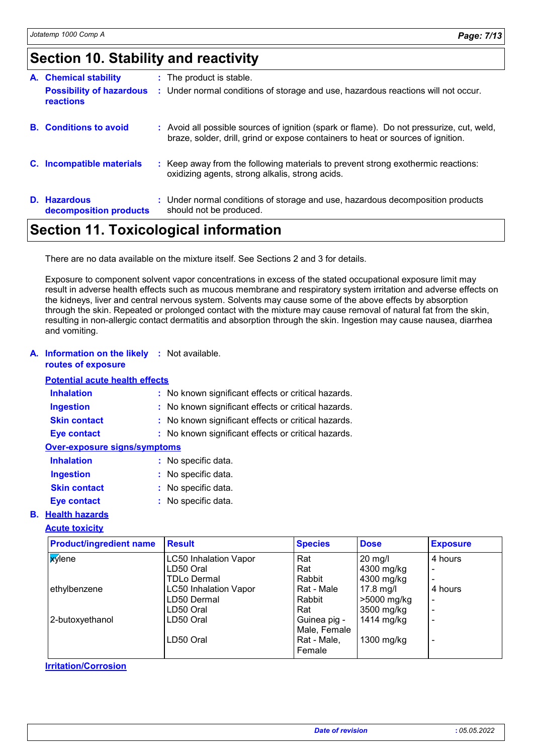## Section 10. Stability and reactivity

**A. Chemical stability** : The product is stable.

**Possibility of hazardous reactions** : Under normal conditions of storage and use, hazardous reactions will not occur.

**B. Conditions to avoid** : Avoid all possible sources of ignition (spark or flame). Do not pressurize, cut, weld, braze, solder, drill, grind or expose containers to heat or sources of ignition.

**C. Incompatible materials** : Keep away from the following materials to prevent strong exothermic reactions: oxidizing agents, strong alkalis, strong acids.

**D. Hazardous decomposition products** : Under normal conditions of storage and use, hazardous decomposition products should not be produced.

## Section 11. Toxicological information

There are no data available on the mixture itself. See Sections 2 and 3 for details.

Exposure to component solvent vapor concentrations in excess of the stated occupational exposure limit may result in adverse health effects such as mucous membrane and respiratory system irritation and adverse effects on the kidneys, liver and central nervous system. Solvents may cause some of the above effects by absorption through the skin. Repeated or prolonged contact with the mixture may cause removal of natural fat from the skin, resulting in non-allergic contact dermatitis and absorption through the skin. Ingestion may cause nausea, diarrhea and vomiting.

**A. Information on the likely routes of exposure** : Not available.

**Potential acute health effects**

**Inhalation** : No known significant effects or critical hazards.

**Ingestion** : No known significant effects or critical hazards.

**Skin contact** : No known significant effects or critical hazards.

**Eye contact** : No known significant effects or critical hazards.

**Over-exposure signs/symptoms**

**Inhalation** : No specific data.

**Ingestion** : No specific data.

**Skin contact** : No specific data.

**Eye contact** : No specific data.

**B. Health hazards**

**Acute toxicity**

| Product/ingredient name | Result | Species | Dose | Exposure |
|---|---|---|---|---|
| xylene | LC50 Inhalation Vapor | Rat | 20 mg/l | 4 hours |
| | LD50 Oral | Rat | 4300 mg/kg | - |
| | TDLo Dermal | Rabbit | 4300 mg/kg | - |
| ethylbenzene | LC50 Inhalation Vapor | Rat - Male | 17.8 mg/l | 4 hours |
| | LD50 Dermal | Rabbit | >5000 mg/kg | - |
| | LD50 Oral | Rat | 3500 mg/kg | - |
| 2-butoxyethanol | LD50 Oral | Guinea pig - Male, Female | 1414 mg/kg | - |
| | LD50 Oral | Rat - Male, Female | 1300 mg/kg | - |

**Irritation/Corrosion**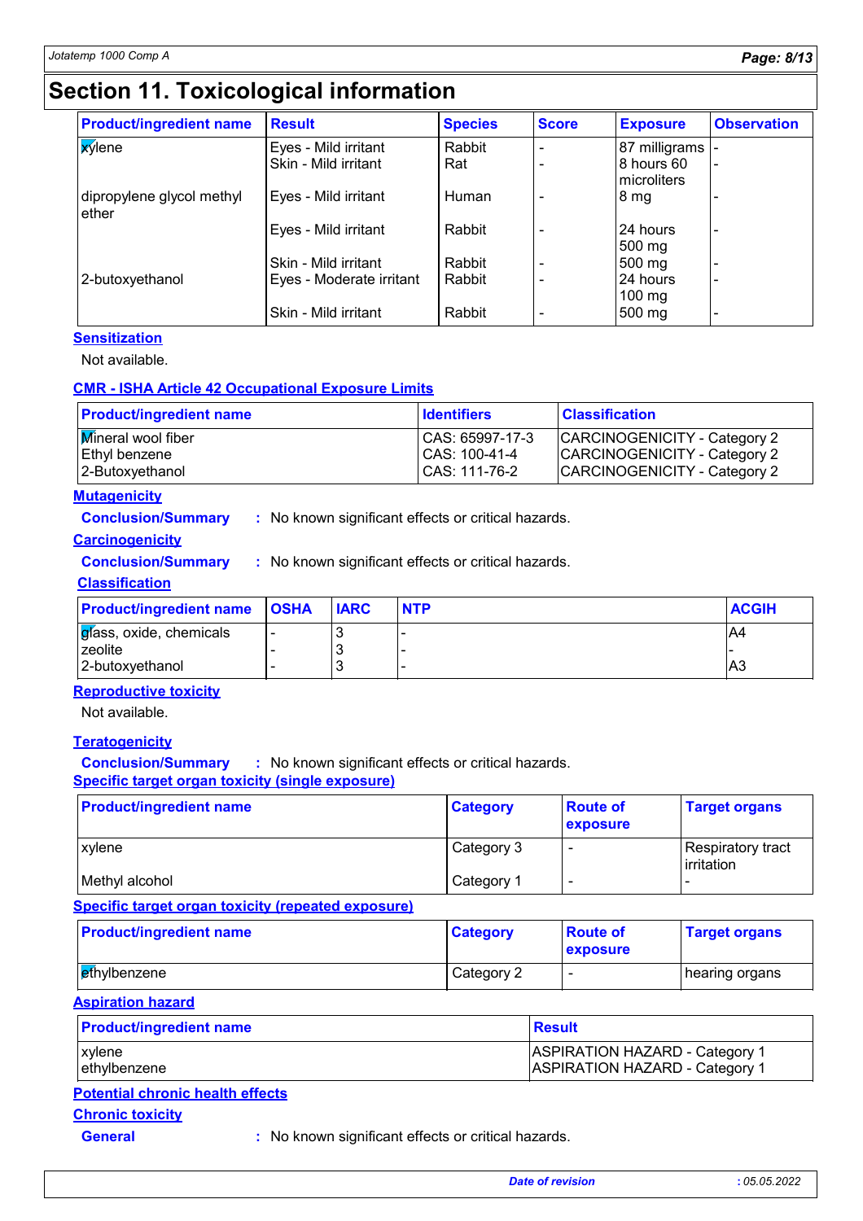# Section 11. Toxicological information

| Product/ingredient name | Result | Species | Score | Exposure | Observation |
| --- | --- | --- | --- | --- | --- |
| xylene | Eyes - Mild irritant | Rabbit | - | 87 milligrams | - |
| | Skin - Mild irritant | Rat | - | 8 hours 60 microliters | - |
| dipropylene glycol methyl ether | Eyes - Mild irritant | Human | - | 8 mg | - |
| | Eyes - Mild irritant | Rabbit | - | 24 hours 500 mg | - |
| | Skin - Mild irritant | Rabbit | - | 500 mg | - |
| 2-butoxyethanol | Eyes - Moderate irritant | Rabbit | - | 24 hours 100 mg | - |
| | Skin - Mild irritant | Rabbit | - | 500 mg | - |

**Sensitization**

Not available.

**CMR - ISHA Article 42 Occupational Exposure Limits**

| Product/ingredient name | Identifiers | Classification |
| --- | --- | --- |
| Mineral wool fiber | CAS: 65997-17-3 | CARCINOGENICITY - Category 2 |
| Ethyl benzene | CAS: 100-41-4 | CARCINOGENICITY - Category 2 |
| 2-Butoxyethanol | CAS: 111-76-2 | CARCINOGENICITY - Category 2 |

**Mutagenicity**

**Conclusion/Summary** : No known significant effects or critical hazards.

**Carcinogenicity**

**Conclusion/Summary** : No known significant effects or critical hazards.

**Classification**

| Product/ingredient name | OSHA | IARC | NTP | ACGIH |
| --- | --- | --- | --- | --- |
| glass, oxide, chemicals | - | 3 | - | A4 |
| zeolite | - | 3 | - | - |
| 2-butoxyethanol | - | 3 | - | A3 |

**Reproductive toxicity**

Not available.

**Teratogenicity**

**Conclusion/Summary** : No known significant effects or critical hazards.

**Specific target organ toxicity (single exposure)**

| Product/ingredient name | Category | Route of exposure | Target organs |
| --- | --- | --- | --- |
| xylene | Category 3 | - | Respiratory tract irritation |
| Methyl alcohol | Category 1 | - | - |

**Specific target organ toxicity (repeated exposure)**

| Product/ingredient name | Category | Route of exposure | Target organs |
| --- | --- | --- | --- |
| ethylbenzene | Category 2 | - | hearing organs |

**Aspiration hazard**

| Product/ingredient name | Result |
| --- | --- |
| xylene | ASPIRATION HAZARD - Category 1 |
| ethylbenzene | ASPIRATION HAZARD - Category 1 |

**Potential chronic health effects**

**Chronic toxicity**

**General** : No known significant effects or critical hazards.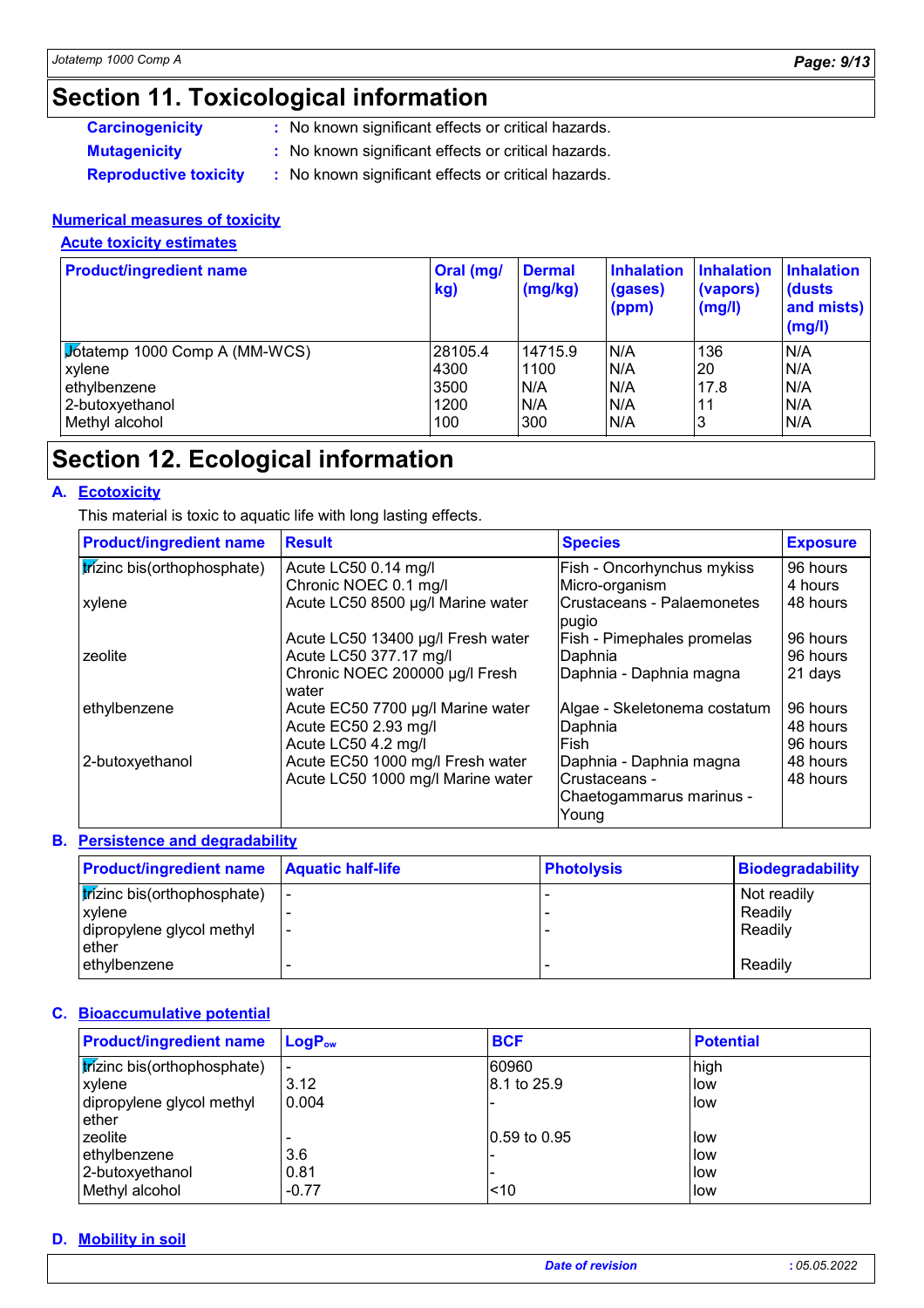# Section 11. Toxicological information

**Carcinogenicity** : No known significant effects or critical hazards.

**Mutagenicity** : No known significant effects or critical hazards.

**Reproductive toxicity** : No known significant effects or critical hazards.

**Numerical measures of toxicity**

**Acute toxicity estimates**

| Product/ingredient name | Oral (mg/kg) | Dermal (mg/kg) | Inhalation (gases) (ppm) | Inhalation (vapors) (mg/l) | Inhalation (dusts and mists) (mg/l) |
|---|---|---|---|---|---|
| Jotatemp 1000 Comp A (MM-WCS) | 28105.4 | 14715.9 | N/A | 136 | N/A |
| xylene | 4300 | 1100 | N/A | 20 | N/A |
| ethylbenzene | 3500 | N/A | N/A | 17.8 | N/A |
| 2-butoxyethanol | 1200 | N/A | N/A | 11 | N/A |
| Methyl alcohol | 100 | 300 | N/A | 3 | N/A |

# Section 12. Ecological information

## A. Ecotoxicity

This material is toxic to aquatic life with long lasting effects.

| Product/ingredient name | Result | Species | Exposure |
|---|---|---|---|
| trizinc bis(orthophosphate) | Acute LC50 0.14 mg/l | Fish - Oncorhynchus mykiss | 96 hours |
| | Chronic NOEC 0.1 mg/l | Micro-organism | 4 hours |
| xylene | Acute LC50 8500 µg/l Marine water | Crustaceans - Palaemonetes pugio | 48 hours |
| | Acute LC50 13400 µg/l Fresh water | Fish - Pimephales promelas | 96 hours |
| zeolite | Acute LC50 377.17 mg/l | Daphnia | 96 hours |
| | Chronic NOEC 200000 µg/l Fresh water | Daphnia - Daphnia magna | 21 days |
| ethylbenzene | Acute EC50 7700 µg/l Marine water | Algae - Skeletonema costatum | 96 hours |
| | Acute EC50 2.93 mg/l | Daphnia | 48 hours |
| | Acute LC50 4.2 mg/l | Fish | 96 hours |
| 2-butoxyethanol | Acute EC50 1000 mg/l Fresh water | Daphnia - Daphnia magna | 48 hours |
| | Acute LC50 1000 mg/l Marine water | Crustaceans - Chaetogammarus marinus - Young | 48 hours |

## B. Persistence and degradability

| Product/ingredient name | Aquatic half-life | Photolysis | Biodegradability |
|---|---|---|---|
| trizinc bis(orthophosphate) | - | - | Not readily |
| xylene | - | - | Readily |
| dipropylene glycol methyl ether | - | - | Readily |
| ethylbenzene | - | - | Readily |

## C. Bioaccumulative potential

| Product/ingredient name | $LogP_{ow}$ | BCF | Potential |
|---|---|---|---|
| trizinc bis(orthophosphate) | - | 60960 | high |
| xylene | 3.12 | 8.1 to 25.9 | low |
| dipropylene glycol methyl ether | 0.004 | - | low |
| zeolite | - | 0.59 to 0.95 | low |
| ethylbenzene | 3.6 | - | low |
| 2-butoxyethanol | 0.81 | - | low |
| Methyl alcohol | -0.77 | <10 | low |

## D. Mobility in soil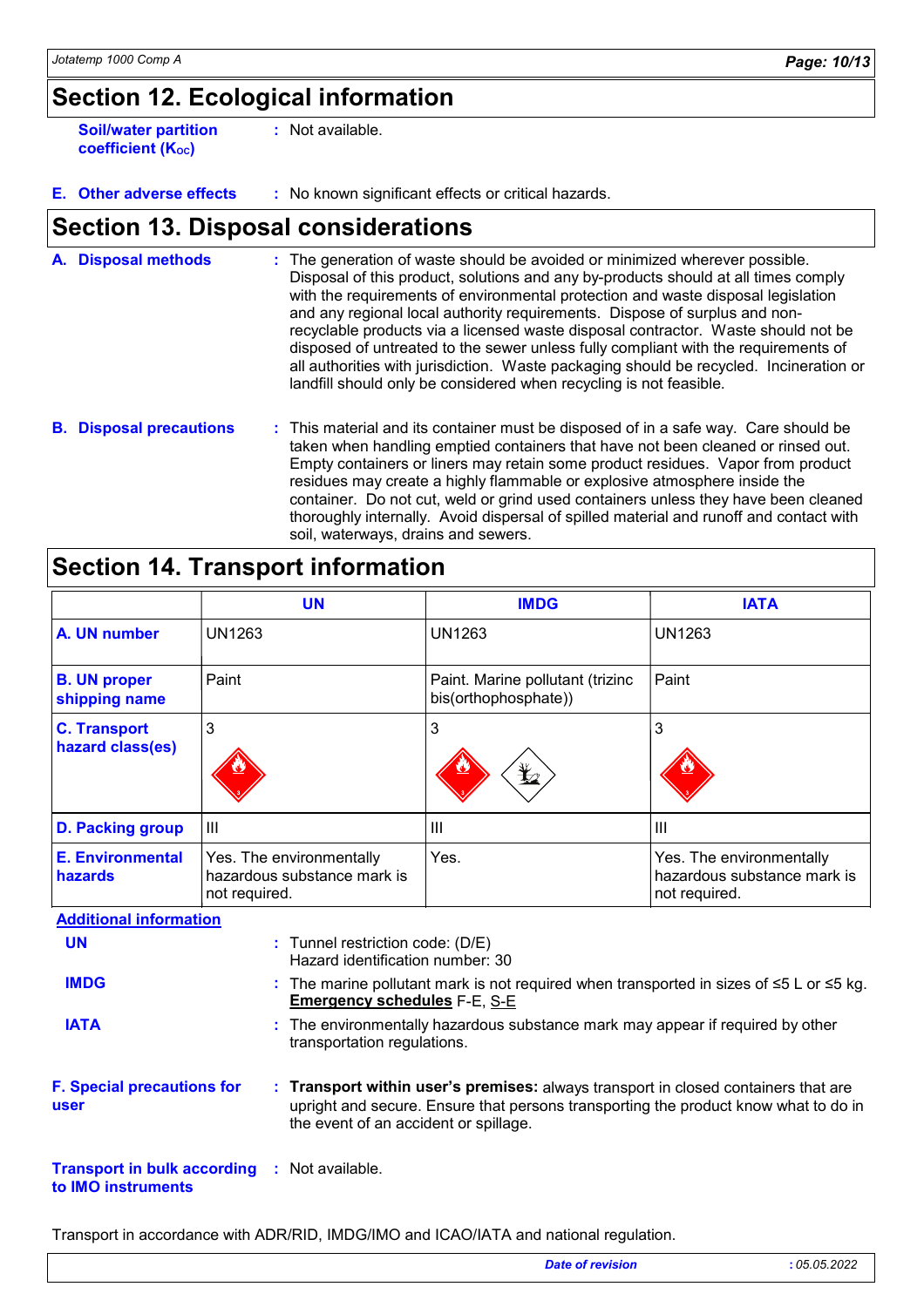## Section 12. Ecological information

**Soil/water partition coefficient ($K_{OC}$)** : Not available.

**E. Other adverse effects** : No known significant effects or critical hazards.

## Section 13. Disposal considerations

**A. Disposal methods** : The generation of waste should be avoided or minimized wherever possible. Disposal of this product, solutions and any by-products should at all times comply with the requirements of environmental protection and waste disposal legislation and any regional local authority requirements. Dispose of surplus and non-recyclable products via a licensed waste disposal contractor. Waste should not be disposed of untreated to the sewer unless fully compliant with the requirements of all authorities with jurisdiction. Waste packaging should be recycled. Incineration or landfill should only be considered when recycling is not feasible.

**B. Disposal precautions** : This material and its container must be disposed of in a safe way. Care should be taken when handling emptied containers that have not been cleaned or rinsed out. Empty containers or liners may retain some product residues. Vapor from product residues may create a highly flammable or explosive atmosphere inside the container. Do not cut, weld or grind used containers unless they have been cleaned thoroughly internally. Avoid dispersal of spilled material and runoff and contact with soil, waterways, drains and sewers.

## Section 14. Transport information

| | UN | IMDG | IATA |
|---|---|---|---|
| **A. UN number** | UN1263 | UN1263 | UN1263 |
| **B. UN proper shipping name** | Paint | Paint. Marine pollutant (trizinc bis(orthophosphate)) | Paint |
| **C. Transport hazard class(es)** | 3 | 3 | 3 |
| **D. Packing group** | III | III | III |
| **E. Environmental hazards** | Yes. The environmentally hazardous substance mark is not required. | Yes. | Yes. The environmentally hazardous substance mark is not required. |

**Additional information**

**UN** : Tunnel restriction code: (D/E)
Hazard identification number: 30

**IMDG** : The marine pollutant mark is not required when transported in sizes of ≤5 L or ≤5 kg.
**Emergency schedules** F-E, S-E

**IATA** : The environmentally hazardous substance mark may appear if required by other transportation regulations.

**F. Special precautions for user** : **Transport within user's premises:** always transport in closed containers that are upright and secure. Ensure that persons transporting the product know what to do in the event of an accident or spillage.

**Transport in bulk according to IMO instruments** : Not available.

Transport in accordance with ADR/RID, IMDG/IMO and ICAO/IATA and national regulation.

**Date of revision** : 05.05.2022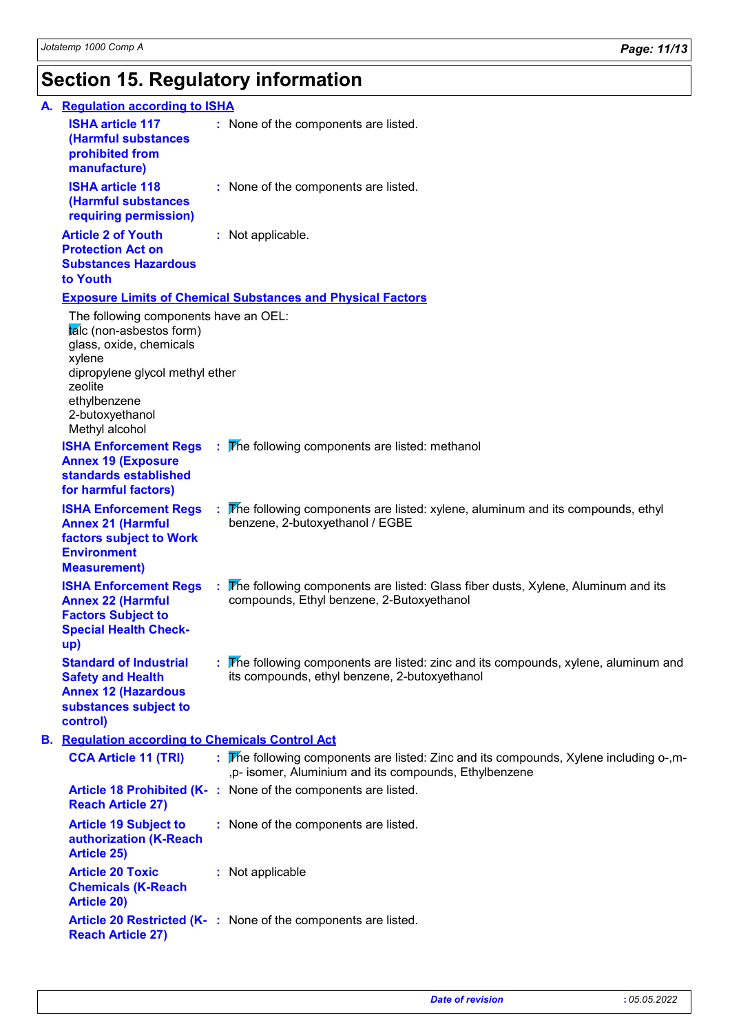# Section 15. Regulatory information

## A. Regulation according to ISHA

**ISHA article 117 (Harmful substances prohibited from manufacture)** : None of the components are listed.

**ISHA article 118 (Harmful substances requiring permission)** : None of the components are listed.

**Article 2 of Youth Protection Act on Substances Hazardous to Youth** : Not applicable.

**Exposure Limits of Chemical Substances and Physical Factors**

The following components have an OEL:
talc (non-asbestos form)
glass, oxide, chemicals
xylene
dipropylene glycol methyl ether
zeolite
ethylbenzene
2-butoxyethanol
Methyl alcohol

**ISHA Enforcement Regs Annex 19 (Exposure standards established for harmful factors)** : The following components are listed: methanol

**ISHA Enforcement Regs Annex 21 (Harmful factors subject to Work Environment Measurement)** : The following components are listed: xylene, aluminum and its compounds, ethyl benzene, 2-butoxyethanol / EGBE

**ISHA Enforcement Regs Annex 22 (Harmful Factors Subject to Special Health Check-up)** : The following components are listed: Glass fiber dusts, Xylene, Aluminum and its compounds, Ethyl benzene, 2-Butoxyethanol

**Standard of Industrial Safety and Health Annex 12 (Hazardous substances subject to control)** : The following components are listed: zinc and its compounds, xylene, aluminum and its compounds, ethyl benzene, 2-butoxyethanol

## B. Regulation according to Chemicals Control Act

**CCA Article 11 (TRI)** : The following components are listed: Zinc and its compounds, Xylene including o-,m-,p- isomer, Aluminium and its compounds, Ethylbenzene

**Article 18 Prohibited (K-Reach Article 27)** : None of the components are listed.

**Article 19 Subject to authorization (K-Reach Article 25)** : None of the components are listed.

**Article 20 Toxic Chemicals (K-Reach Article 20)** : Not applicable

**Article 20 Restricted (K-Reach Article 27)** : None of the components are listed.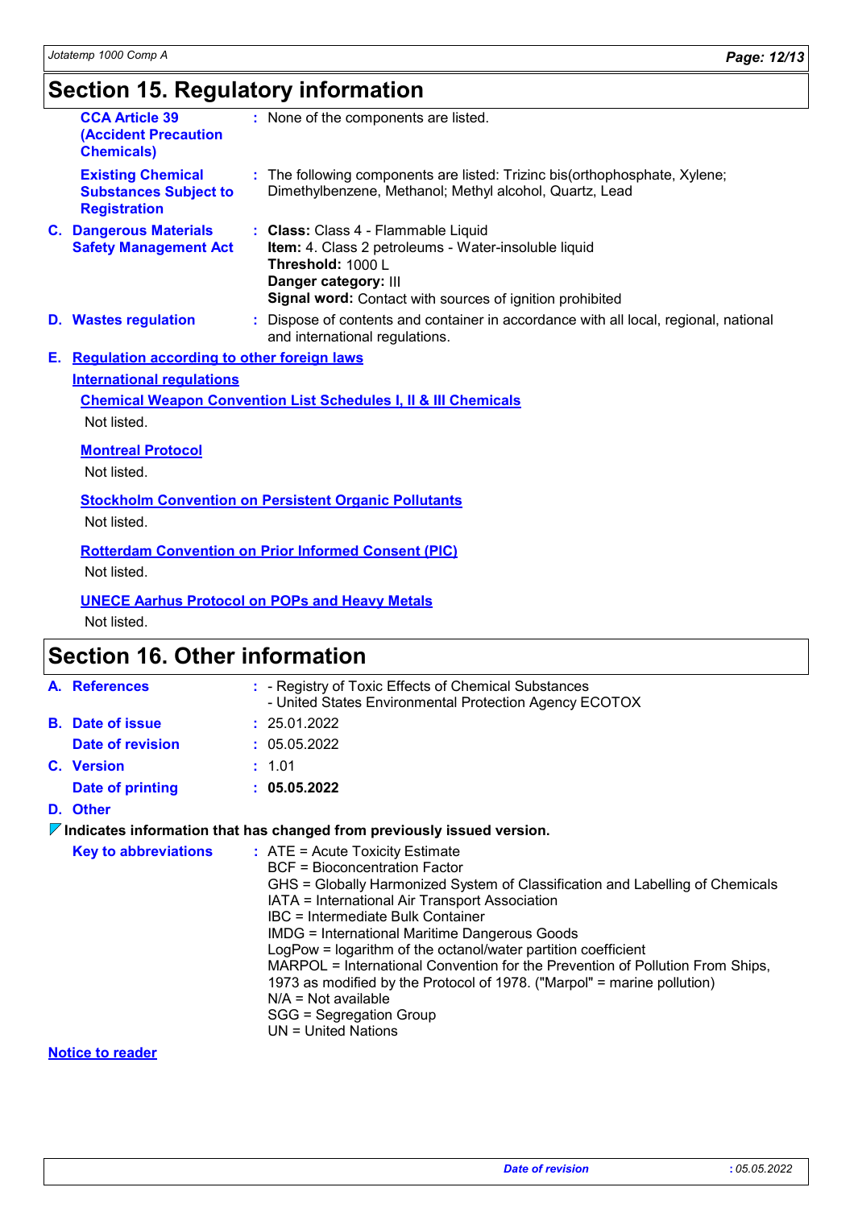## Section 15. Regulatory information

**CCA Article 39 (Accident Precaution Chemicals)** : None of the components are listed.

**Existing Chemical Substances Subject to Registration** : The following components are listed: Trizinc bis(orthophosphate, Xylene; Dimethylbenzene, Methanol; Methyl alcohol, Quartz, Lead

**C. Dangerous Materials Safety Management Act** : **Class:** Class 4 - Flammable Liquid
**Item:** 4. Class 2 petroleums - Water-insoluble liquid
**Threshold:** 1000 L
**Danger category:** III
**Signal word:** Contact with sources of ignition prohibited

**D. Wastes regulation** : Dispose of contents and container in accordance with all local, regional, national and international regulations.

**E. Regulation according to other foreign laws**

**International regulations**

**Chemical Weapon Convention List Schedules I, II & III Chemicals**

Not listed.

**Montreal Protocol**

Not listed.

**Stockholm Convention on Persistent Organic Pollutants**

Not listed.

**Rotterdam Convention on Prior Informed Consent (PIC)**

Not listed.

**UNECE Aarhus Protocol on POPs and Heavy Metals**

Not listed.

## Section 16. Other information

**A. References** : - Registry of Toxic Effects of Chemical Substances
- United States Environmental Protection Agency ECOTOX

**B. Date of issue** : 25.01.2022

**Date of revision** : 05.05.2022

**C. Version** : 1.01

**Date of printing** : **05.05.2022**

**D. Other**

**Indicates information that has changed from previously issued version.**

**Key to abbreviations** : ATE = Acute Toxicity Estimate
BCF = Bioconcentration Factor
GHS = Globally Harmonized System of Classification and Labelling of Chemicals
IATA = International Air Transport Association
IBC = Intermediate Bulk Container
IMDG = International Maritime Dangerous Goods
LogPow = logarithm of the octanol/water partition coefficient
MARPOL = International Convention for the Prevention of Pollution From Ships, 1973 as modified by the Protocol of 1978. ("Marpol" = marine pollution)
N/A = Not available
SGG = Segregation Group
UN = United Nations

**Notice to reader**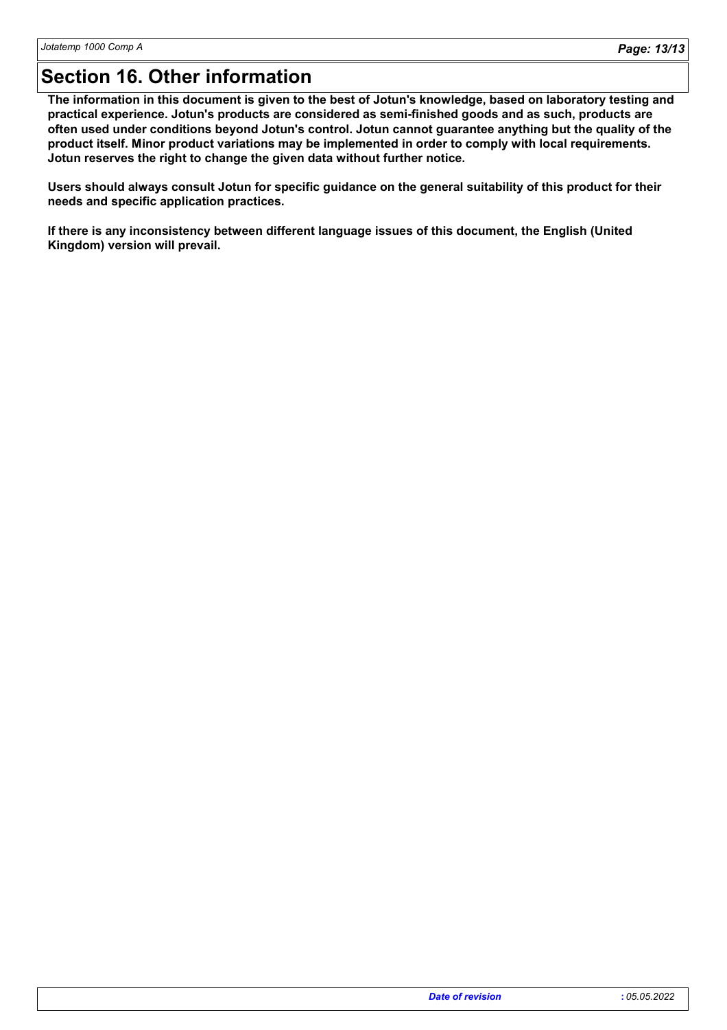## Section 16. Other information

**The information in this document is given to the best of Jotun's knowledge, based on laboratory testing and practical experience. Jotun's products are considered as semi-finished goods and as such, products are often used under conditions beyond Jotun's control. Jotun cannot guarantee anything but the quality of the product itself. Minor product variations may be implemented in order to comply with local requirements. Jotun reserves the right to change the given data without further notice.**

**Users should always consult Jotun for specific guidance on the general suitability of this product for their needs and specific application practices.**

**If there is any inconsistency between different language issues of this document, the English (United Kingdom) version will prevail.**